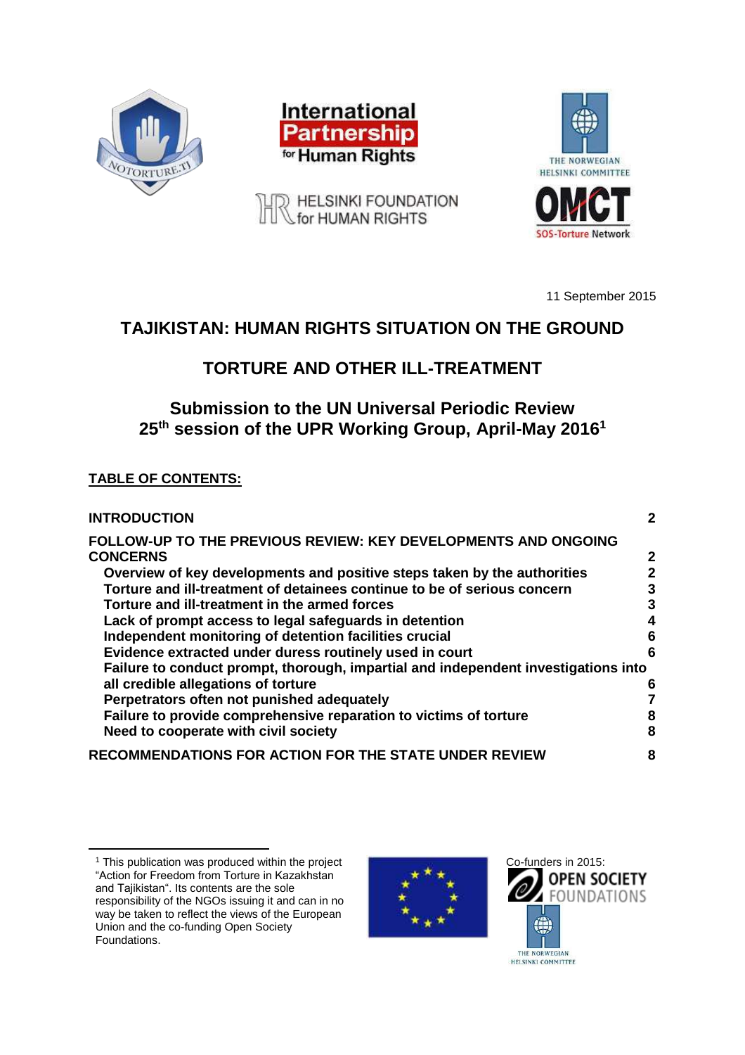11 September 2015

# TAJIKISTAN: HUMAN RIGHTS SITUATION ON THE GROUND

## TORTURE AND OTHER ILL-TREATMENT

## Submission to the UN Universal Periodic Review 25th session of the UPR Working Group, April-May 2016[1]

**TABLE OF CONTENTS:**

| | |
|---|---|
| **INTRODUCTION** | **2** |
| **FOLLOW-UP TO THE PREVIOUS REVIEW: KEY DEVELOPMENTS AND ONGOING CONCERNS** | **2** |
| **Overview of key developments and positive steps taken by the authorities** | **2** |
| **Torture and ill-treatment of detainees continue to be of serious concern** | **3** |
| **Torture and ill-treatment in the armed forces** | **3** |
| **Lack of prompt access to legal safeguards in detention** | **4** |
| **Independent monitoring of detention facilities crucial** | **6** |
| **Evidence extracted under duress routinely used in court** | **6** |
| **Failure to conduct prompt, thorough, impartial and independent investigations into all credible allegations of torture** | **6** |
| **Perpetrators often not punished adequately** | **7** |
| **Failure to provide comprehensive reparation to victims of torture** | **8** |
| **Need to cooperate with civil society** | **8** |
| **RECOMMENDATIONS FOR ACTION FOR THE STATE UNDER REVIEW** | **8** |

[1] This publication was produced within the project "Action for Freedom from Torture in Kazakhstan and Tajikistan". Its contents are the sole responsibility of the NGOs issuing it and can in no way be taken to reflect the views of the European Union and the co-funding Open Society Foundations.

Co-funders in 2015: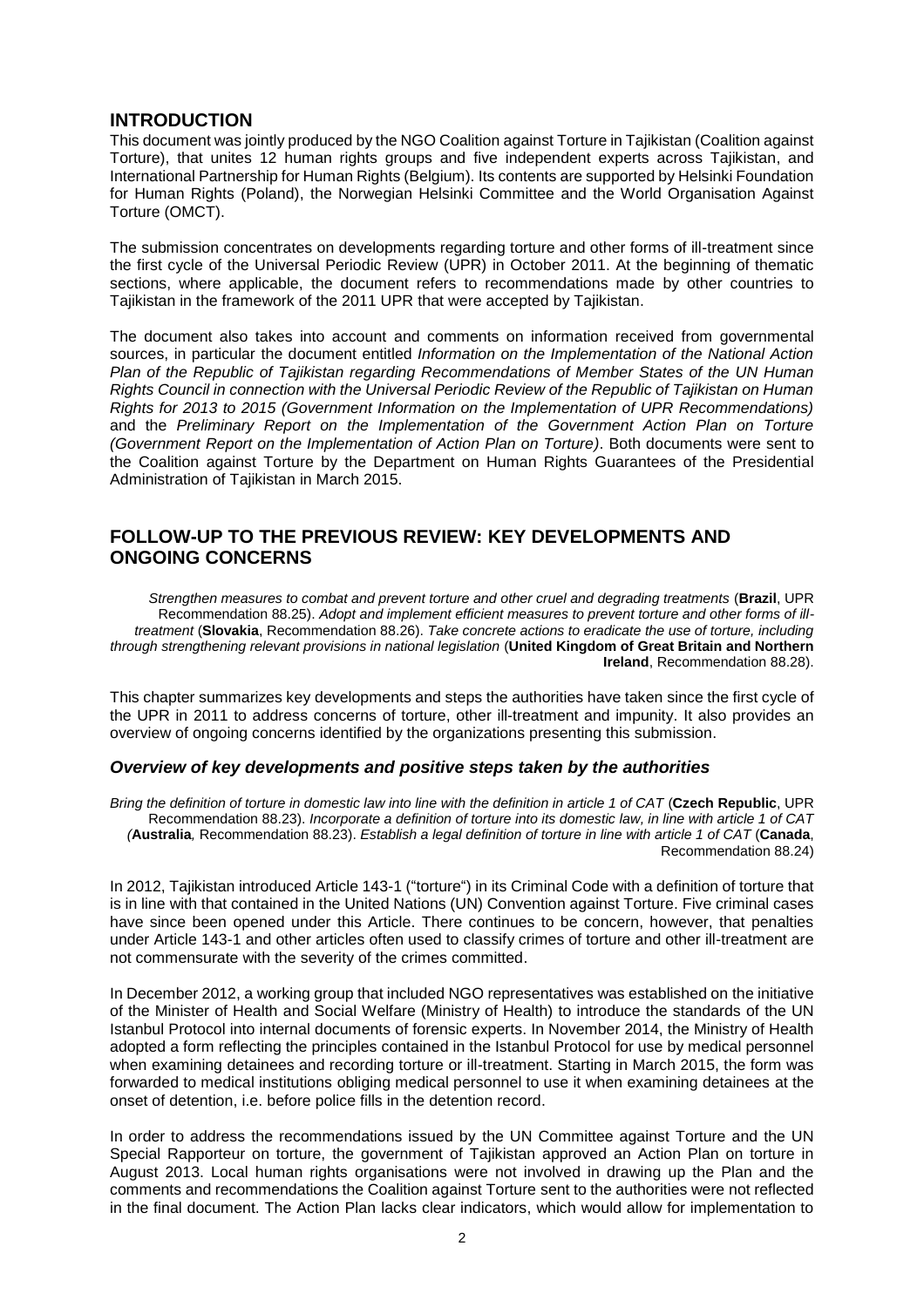## INTRODUCTION

This document was jointly produced by the NGO Coalition against Torture in Tajikistan (Coalition against Torture), that unites 12 human rights groups and five independent experts across Tajikistan, and International Partnership for Human Rights (Belgium). Its contents are supported by Helsinki Foundation for Human Rights (Poland), the Norwegian Helsinki Committee and the World Organisation Against Torture (OMCT).

The submission concentrates on developments regarding torture and other forms of ill-treatment since the first cycle of the Universal Periodic Review (UPR) in October 2011. At the beginning of thematic sections, where applicable, the document refers to recommendations made by other countries to Tajikistan in the framework of the 2011 UPR that were accepted by Tajikistan.

The document also takes into account and comments on information received from governmental sources, in particular the document entitled *Information on the Implementation of the National Action Plan of the Republic of Tajikistan regarding Recommendations of Member States of the UN Human Rights Council in connection with the Universal Periodic Review of the Republic of Tajikistan on Human Rights for 2013 to 2015 (Government Information on the Implementation of UPR Recommendations)* and the *Preliminary Report on the Implementation of the Government Action Plan on Torture (Government Report on the Implementation of Action Plan on Torture)*. Both documents were sent to the Coalition against Torture by the Department on Human Rights Guarantees of the Presidential Administration of Tajikistan in March 2015.

## FOLLOW-UP TO THE PREVIOUS REVIEW: KEY DEVELOPMENTS AND ONGOING CONCERNS

> *Strengthen measures to combat and prevent torture and other cruel and degrading treatments* (**Brazil**, UPR Recommendation 88.25). *Adopt and implement efficient measures to prevent torture and other forms of ill-treatment* (**Slovakia**, Recommendation 88.26). *Take concrete actions to eradicate the use of torture, including through strengthening relevant provisions in national legislation* (**United Kingdom of Great Britain and Northern Ireland**, Recommendation 88.28).

This chapter summarizes key developments and steps the authorities have taken since the first cycle of the UPR in 2011 to address concerns of torture, other ill-treatment and impunity. It also provides an overview of ongoing concerns identified by the organizations presenting this submission.

### *Overview of key developments and positive steps taken by the authorities*

> *Bring the definition of torture in domestic law into line with the definition in article 1 of CAT* (**Czech Republic**, UPR Recommendation 88.23). *Incorporate a definition of torture into its domestic law, in line with article 1 of CAT (***Australia***,* Recommendation 88.23). *Establish a legal definition of torture in line with article 1 of CAT* (**Canada**, Recommendation 88.24)

In 2012, Tajikistan introduced Article 143-1 ("torture") in its Criminal Code with a definition of torture that is in line with that contained in the United Nations (UN) Convention against Torture. Five criminal cases have since been opened under this Article. There continues to be concern, however, that penalties under Article 143-1 and other articles often used to classify crimes of torture and other ill-treatment are not commensurate with the severity of the crimes committed.

In December 2012, a working group that included NGO representatives was established on the initiative of the Minister of Health and Social Welfare (Ministry of Health) to introduce the standards of the UN Istanbul Protocol into internal documents of forensic experts. In November 2014, the Ministry of Health adopted a form reflecting the principles contained in the Istanbul Protocol for use by medical personnel when examining detainees and recording torture or ill-treatment. Starting in March 2015, the form was forwarded to medical institutions obliging medical personnel to use it when examining detainees at the onset of detention, i.e. before police fills in the detention record.

In order to address the recommendations issued by the UN Committee against Torture and the UN Special Rapporteur on torture, the government of Tajikistan approved an Action Plan on torture in August 2013. Local human rights organisations were not involved in drawing up the Plan and the comments and recommendations the Coalition against Torture sent to the authorities were not reflected in the final document. The Action Plan lacks clear indicators, which would allow for implementation to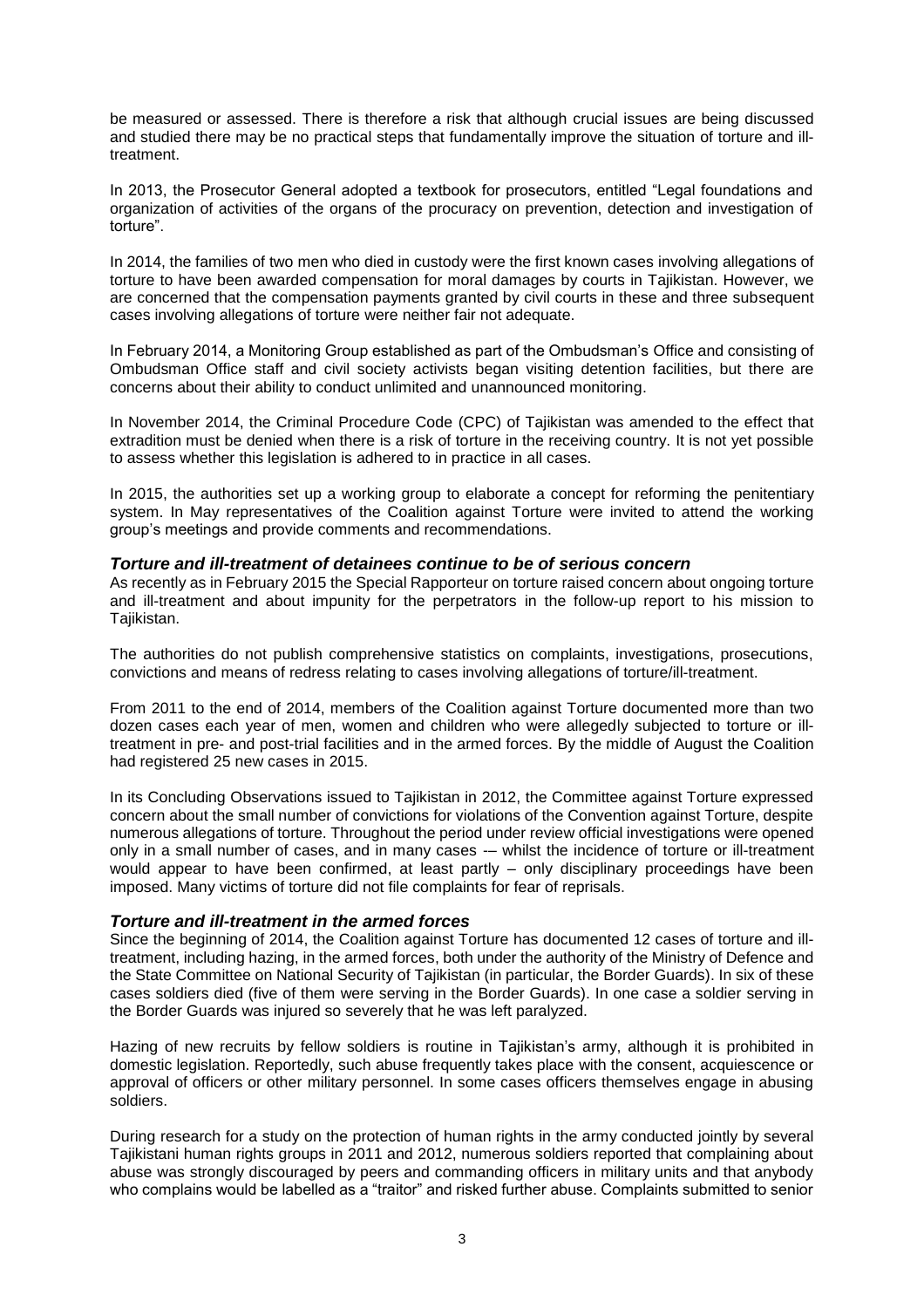be measured or assessed. There is therefore a risk that although crucial issues are being discussed and studied there may be no practical steps that fundamentally improve the situation of torture and ill-treatment.

In 2013, the Prosecutor General adopted a textbook for prosecutors, entitled "Legal foundations and organization of activities of the organs of the procuracy on prevention, detection and investigation of torture".

In 2014, the families of two men who died in custody were the first known cases involving allegations of torture to have been awarded compensation for moral damages by courts in Tajikistan. However, we are concerned that the compensation payments granted by civil courts in these and three subsequent cases involving allegations of torture were neither fair not adequate.

In February 2014, a Monitoring Group established as part of the Ombudsman's Office and consisting of Ombudsman Office staff and civil society activists began visiting detention facilities, but there are concerns about their ability to conduct unlimited and unannounced monitoring.

In November 2014, the Criminal Procedure Code (CPC) of Tajikistan was amended to the effect that extradition must be denied when there is a risk of torture in the receiving country. It is not yet possible to assess whether this legislation is adhered to in practice in all cases.

In 2015, the authorities set up a working group to elaborate a concept for reforming the penitentiary system. In May representatives of the Coalition against Torture were invited to attend the working group's meetings and provide comments and recommendations.

### *Torture and ill-treatment of detainees continue to be of serious concern*

As recently as in February 2015 the Special Rapporteur on torture raised concern about ongoing torture and ill-treatment and about impunity for the perpetrators in the follow-up report to his mission to Tajikistan.

The authorities do not publish comprehensive statistics on complaints, investigations, prosecutions, convictions and means of redress relating to cases involving allegations of torture/ill-treatment.

From 2011 to the end of 2014, members of the Coalition against Torture documented more than two dozen cases each year of men, women and children who were allegedly subjected to torture or ill-treatment in pre- and post-trial facilities and in the armed forces. By the middle of August the Coalition had registered 25 new cases in 2015.

In its Concluding Observations issued to Tajikistan in 2012, the Committee against Torture expressed concern about the small number of convictions for violations of the Convention against Torture, despite numerous allegations of torture. Throughout the period under review official investigations were opened only in a small number of cases, and in many cases -– whilst the incidence of torture or ill-treatment would appear to have been confirmed, at least partly – only disciplinary proceedings have been imposed. Many victims of torture did not file complaints for fear of reprisals.

### *Torture and ill-treatment in the armed forces*

Since the beginning of 2014, the Coalition against Torture has documented 12 cases of torture and ill-treatment, including hazing, in the armed forces, both under the authority of the Ministry of Defence and the State Committee on National Security of Tajikistan (in particular, the Border Guards). In six of these cases soldiers died (five of them were serving in the Border Guards). In one case a soldier serving in the Border Guards was injured so severely that he was left paralyzed.

Hazing of new recruits by fellow soldiers is routine in Tajikistan's army, although it is prohibited in domestic legislation. Reportedly, such abuse frequently takes place with the consent, acquiescence or approval of officers or other military personnel. In some cases officers themselves engage in abusing soldiers.

During research for a study on the protection of human rights in the army conducted jointly by several Tajikistani human rights groups in 2011 and 2012, numerous soldiers reported that complaining about abuse was strongly discouraged by peers and commanding officers in military units and that anybody who complains would be labelled as a "traitor" and risked further abuse. Complaints submitted to senior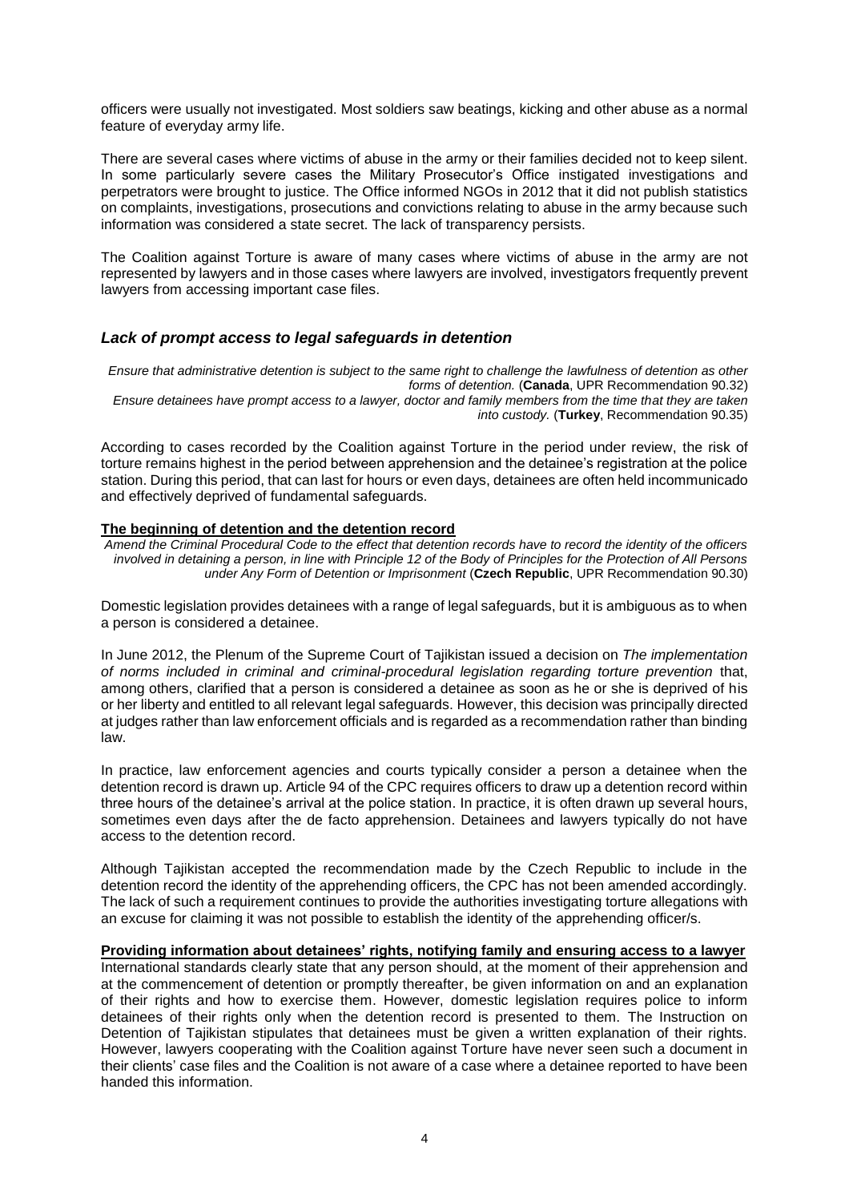officers were usually not investigated. Most soldiers saw beatings, kicking and other abuse as a normal feature of everyday army life.

There are several cases where victims of abuse in the army or their families decided not to keep silent. In some particularly severe cases the Military Prosecutor's Office instigated investigations and perpetrators were brought to justice. The Office informed NGOs in 2012 that it did not publish statistics on complaints, investigations, prosecutions and convictions relating to abuse in the army because such information was considered a state secret. The lack of transparency persists.

The Coalition against Torture is aware of many cases where victims of abuse in the army are not represented by lawyers and in those cases where lawyers are involved, investigators frequently prevent lawyers from accessing important case files.

## *Lack of prompt access to legal safeguards in detention*

*Ensure that administrative detention is subject to the same right to challenge the lawfulness of detention as other forms of detention.* (**Canada**, UPR Recommendation 90.32)
*Ensure detainees have prompt access to a lawyer, doctor and family members from the time that they are taken into custody.* (**Turkey**, Recommendation 90.35)

According to cases recorded by the Coalition against Torture in the period under review, the risk of torture remains highest in the period between apprehension and the detainee's registration at the police station. During this period, that can last for hours or even days, detainees are often held incommunicado and effectively deprived of fundamental safeguards.

**The beginning of detention and the detention record**

*Amend the Criminal Procedural Code to the effect that detention records have to record the identity of the officers involved in detaining a person, in line with Principle 12 of the Body of Principles for the Protection of All Persons under Any Form of Detention or Imprisonment* (**Czech Republic**, UPR Recommendation 90.30)

Domestic legislation provides detainees with a range of legal safeguards, but it is ambiguous as to when a person is considered a detainee.

In June 2012, the Plenum of the Supreme Court of Tajikistan issued a decision on *The implementation of norms included in criminal and criminal-procedural legislation regarding torture prevention* that, among others, clarified that a person is considered a detainee as soon as he or she is deprived of his or her liberty and entitled to all relevant legal safeguards. However, this decision was principally directed at judges rather than law enforcement officials and is regarded as a recommendation rather than binding law.

In practice, law enforcement agencies and courts typically consider a person a detainee when the detention record is drawn up. Article 94 of the CPC requires officers to draw up a detention record within three hours of the detainee's arrival at the police station. In practice, it is often drawn up several hours, sometimes even days after the de facto apprehension. Detainees and lawyers typically do not have access to the detention record.

Although Tajikistan accepted the recommendation made by the Czech Republic to include in the detention record the identity of the apprehending officers, the CPC has not been amended accordingly. The lack of such a requirement continues to provide the authorities investigating torture allegations with an excuse for claiming it was not possible to establish the identity of the apprehending officer/s.

**Providing information about detainees' rights, notifying family and ensuring access to a lawyer**

International standards clearly state that any person should, at the moment of their apprehension and at the commencement of detention or promptly thereafter, be given information on and an explanation of their rights and how to exercise them. However, domestic legislation requires police to inform detainees of their rights only when the detention record is presented to them. The Instruction on Detention of Tajikistan stipulates that detainees must be given a written explanation of their rights. However, lawyers cooperating with the Coalition against Torture have never seen such a document in their clients' case files and the Coalition is not aware of a case where a detainee reported to have been handed this information.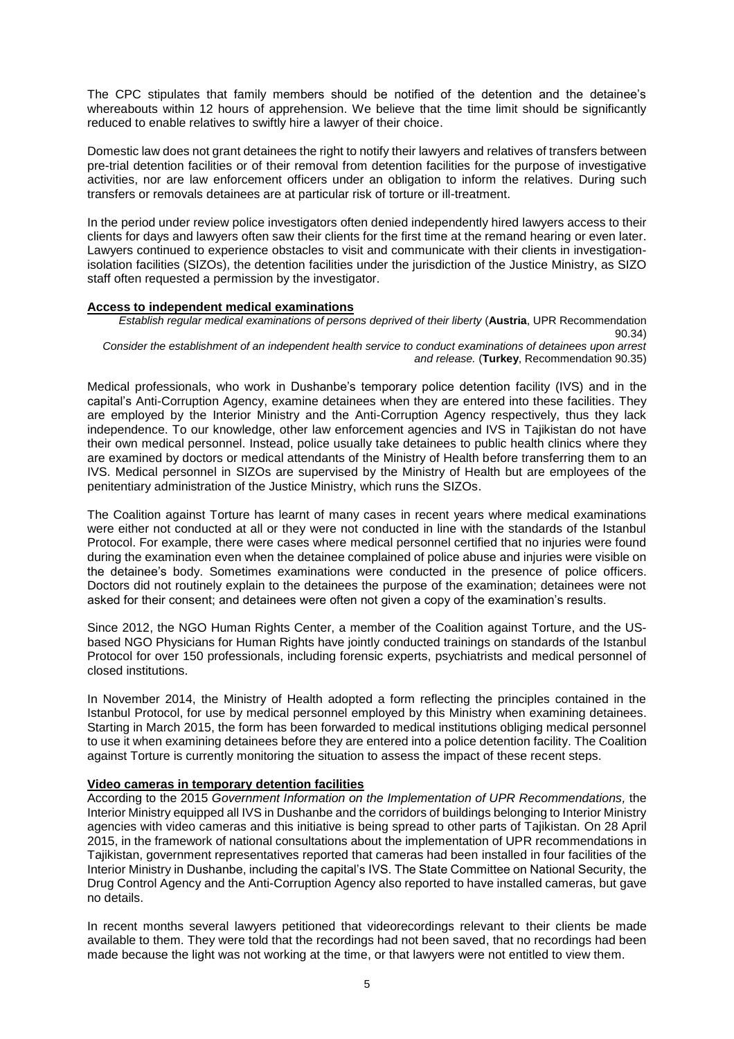The CPC stipulates that family members should be notified of the detention and the detainee's whereabouts within 12 hours of apprehension. We believe that the time limit should be significantly reduced to enable relatives to swiftly hire a lawyer of their choice.

Domestic law does not grant detainees the right to notify their lawyers and relatives of transfers between pre-trial detention facilities or of their removal from detention facilities for the purpose of investigative activities, nor are law enforcement officers under an obligation to inform the relatives. During such transfers or removals detainees are at particular risk of torture or ill-treatment.

In the period under review police investigators often denied independently hired lawyers access to their clients for days and lawyers often saw their clients for the first time at the remand hearing or even later. Lawyers continued to experience obstacles to visit and communicate with their clients in investigation-isolation facilities (SIZOs), the detention facilities under the jurisdiction of the Justice Ministry, as SIZO staff often requested a permission by the investigator.

### Access to independent medical examinations

*Establish regular medical examinations of persons deprived of their liberty* (**Austria**, UPR Recommendation 90.34)

*Consider the establishment of an independent health service to conduct examinations of detainees upon arrest and release.* (**Turkey**, Recommendation 90.35)

Medical professionals, who work in Dushanbe's temporary police detention facility (IVS) and in the capital's Anti-Corruption Agency, examine detainees when they are entered into these facilities. They are employed by the Interior Ministry and the Anti-Corruption Agency respectively, thus they lack independence. To our knowledge, other law enforcement agencies and IVS in Tajikistan do not have their own medical personnel. Instead, police usually take detainees to public health clinics where they are examined by doctors or medical attendants of the Ministry of Health before transferring them to an IVS. Medical personnel in SIZOs are supervised by the Ministry of Health but are employees of the penitentiary administration of the Justice Ministry, which runs the SIZOs.

The Coalition against Torture has learnt of many cases in recent years where medical examinations were either not conducted at all or they were not conducted in line with the standards of the Istanbul Protocol. For example, there were cases where medical personnel certified that no injuries were found during the examination even when the detainee complained of police abuse and injuries were visible on the detainee's body. Sometimes examinations were conducted in the presence of police officers. Doctors did not routinely explain to the detainees the purpose of the examination; detainees were not asked for their consent; and detainees were often not given a copy of the examination's results.

Since 2012, the NGO Human Rights Center, a member of the Coalition against Torture, and the US-based NGO Physicians for Human Rights have jointly conducted trainings on standards of the Istanbul Protocol for over 150 professionals, including forensic experts, psychiatrists and medical personnel of closed institutions.

In November 2014, the Ministry of Health adopted a form reflecting the principles contained in the Istanbul Protocol, for use by medical personnel employed by this Ministry when examining detainees. Starting in March 2015, the form has been forwarded to medical institutions obliging medical personnel to use it when examining detainees before they are entered into a police detention facility. The Coalition against Torture is currently monitoring the situation to assess the impact of these recent steps.

### Video cameras in temporary detention facilities

According to the 2015 *Government Information on the Implementation of UPR Recommendations,* the Interior Ministry equipped all IVS in Dushanbe and the corridors of buildings belonging to Interior Ministry agencies with video cameras and this initiative is being spread to other parts of Tajikistan. On 28 April 2015, in the framework of national consultations about the implementation of UPR recommendations in Tajikistan, government representatives reported that cameras had been installed in four facilities of the Interior Ministry in Dushanbe, including the capital's IVS. The State Committee on National Security, the Drug Control Agency and the Anti-Corruption Agency also reported to have installed cameras, but gave no details.

In recent months several lawyers petitioned that videorecordings relevant to their clients be made available to them. They were told that the recordings had not been saved, that no recordings had been made because the light was not working at the time, or that lawyers were not entitled to view them.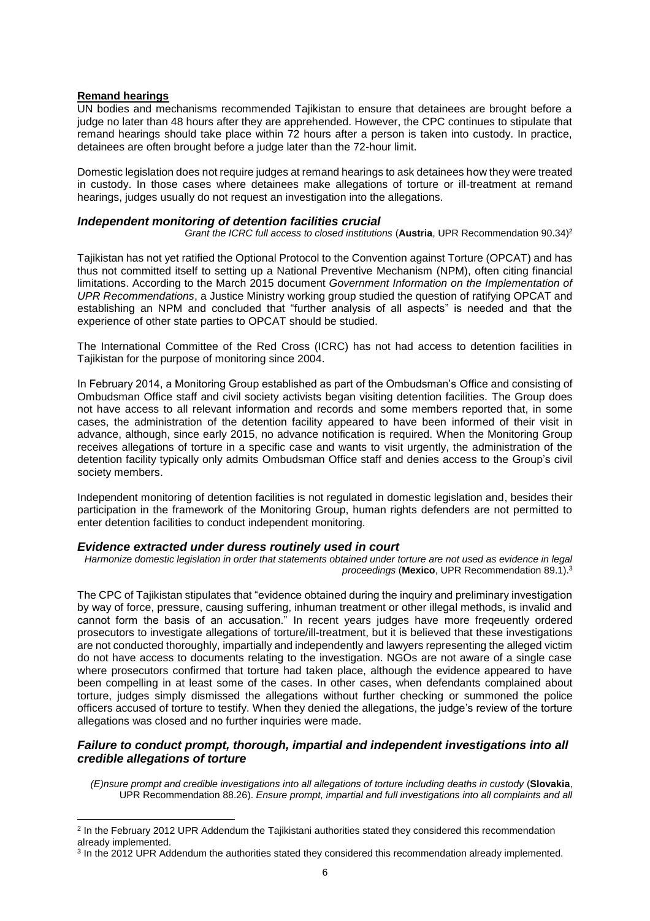**Remand hearings**

UN bodies and mechanisms recommended Tajikistan to ensure that detainees are brought before a judge no later than 48 hours after they are apprehended. However, the CPC continues to stipulate that remand hearings should take place within 72 hours after a person is taken into custody. In practice, detainees are often brought before a judge later than the 72-hour limit.

Domestic legislation does not require judges at remand hearings to ask detainees how they were treated in custody. In those cases where detainees make allegations of torture or ill-treatment at remand hearings, judges usually do not request an investigation into the allegations.

### *Independent monitoring of detention facilities crucial*

*Grant the ICRC full access to closed institutions* (**Austria**, UPR Recommendation 90.34)[2]

Tajikistan has not yet ratified the Optional Protocol to the Convention against Torture (OPCAT) and has thus not committed itself to setting up a National Preventive Mechanism (NPM), often citing financial limitations. According to the March 2015 document *Government Information on the Implementation of UPR Recommendations*, a Justice Ministry working group studied the question of ratifying OPCAT and establishing an NPM and concluded that "further analysis of all aspects" is needed and that the experience of other state parties to OPCAT should be studied.

The International Committee of the Red Cross (ICRC) has not had access to detention facilities in Tajikistan for the purpose of monitoring since 2004.

In February 2014, a Monitoring Group established as part of the Ombudsman's Office and consisting of Ombudsman Office staff and civil society activists began visiting detention facilities. The Group does not have access to all relevant information and records and some members reported that, in some cases, the administration of the detention facility appeared to have been informed of their visit in advance, although, since early 2015, no advance notification is required. When the Monitoring Group receives allegations of torture in a specific case and wants to visit urgently, the administration of the detention facility typically only admits Ombudsman Office staff and denies access to the Group's civil society members.

Independent monitoring of detention facilities is not regulated in domestic legislation and, besides their participation in the framework of the Monitoring Group, human rights defenders are not permitted to enter detention facilities to conduct independent monitoring.

### *Evidence extracted under duress routinely used in court*

*Harmonize domestic legislation in order that statements obtained under torture are not used as evidence in legal proceedings* (**Mexico**, UPR Recommendation 89.1).[3]

The CPC of Tajikistan stipulates that "evidence obtained during the inquiry and preliminary investigation by way of force, pressure, causing suffering, inhuman treatment or other illegal methods, is invalid and cannot form the basis of an accusation." In recent years judges have more freqeuently ordered prosecutors to investigate allegations of torture/ill-treatment, but it is believed that these investigations are not conducted thoroughly, impartially and independently and lawyers representing the alleged victim do not have access to documents relating to the investigation. NGOs are not aware of a single case where prosecutors confirmed that torture had taken place, although the evidence appeared to have been compelling in at least some of the cases. In other cases, when defendants complained about torture, judges simply dismissed the allegations without further checking or summoned the police officers accused of torture to testify. When they denied the allegations, the judge's review of the torture allegations was closed and no further inquiries were made.

### *Failure to conduct prompt, thorough, impartial and independent investigations into all credible allegations of torture*

*(E)nsure prompt and credible investigations into all allegations of torture including deaths in custody* (**Slovakia**, UPR Recommendation 88.26). *Ensure prompt, impartial and full investigations into all complaints and all*

---

[2] In the February 2012 UPR Addendum the Tajikistani authorities stated they considered this recommendation already implemented.

[3] In the 2012 UPR Addendum the authorities stated they considered this recommendation already implemented.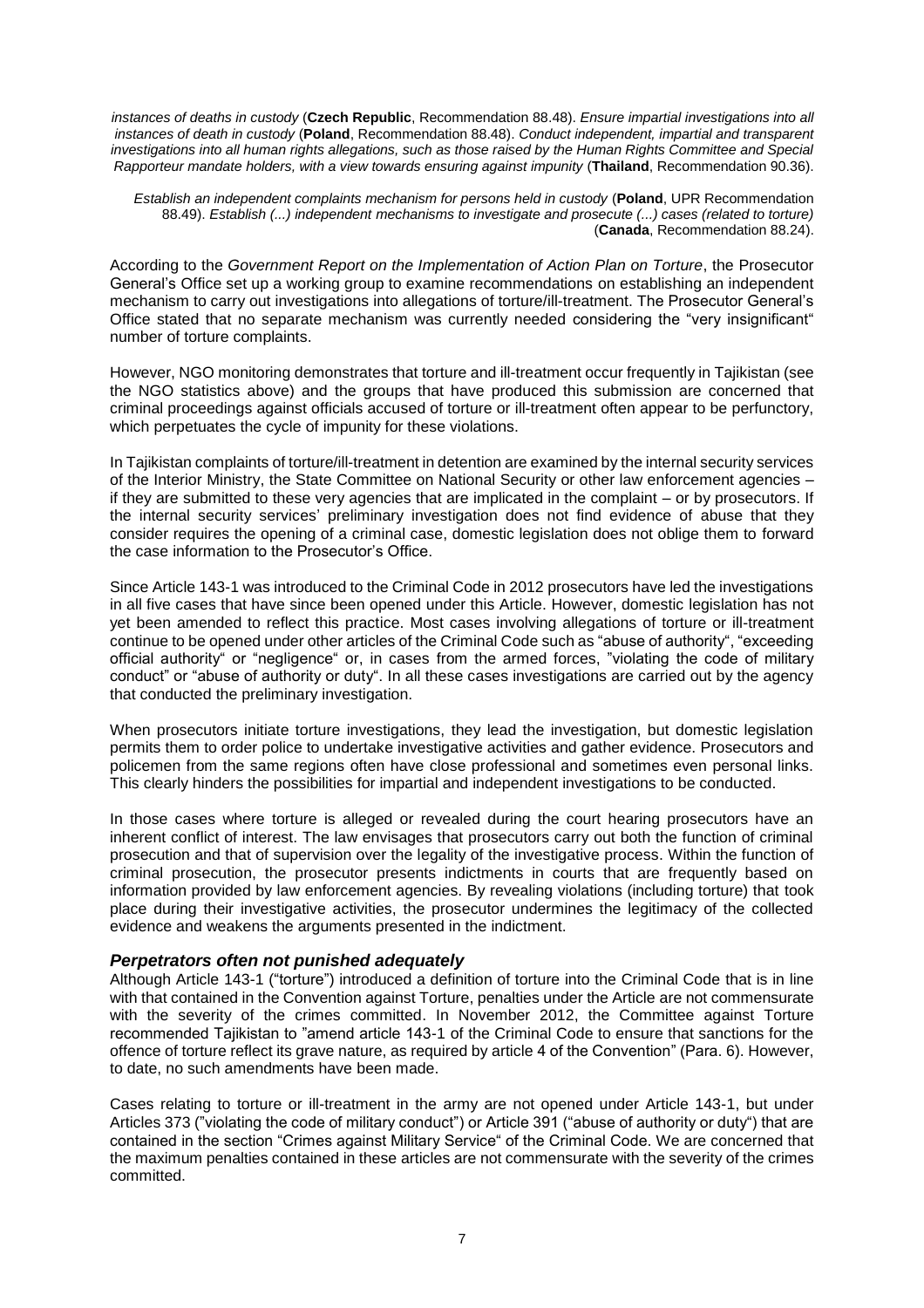*instances of deaths in custody* (**Czech Republic**, Recommendation 88.48). *Ensure impartial investigations into all instances of death in custody* (**Poland**, Recommendation 88.48). *Conduct independent, impartial and transparent investigations into all human rights allegations, such as those raised by the Human Rights Committee and Special Rapporteur mandate holders, with a view towards ensuring against impunity* (**Thailand**, Recommendation 90.36).

*Establish an independent complaints mechanism for persons held in custody* (**Poland**, UPR Recommendation 88.49). *Establish (...) independent mechanisms to investigate and prosecute (...) cases (related to torture)* (**Canada**, Recommendation 88.24).

According to the *Government Report on the Implementation of Action Plan on Torture*, the Prosecutor General's Office set up a working group to examine recommendations on establishing an independent mechanism to carry out investigations into allegations of torture/ill-treatment. The Prosecutor General's Office stated that no separate mechanism was currently needed considering the "very insignificant" number of torture complaints.

However, NGO monitoring demonstrates that torture and ill-treatment occur frequently in Tajikistan (see the NGO statistics above) and the groups that have produced this submission are concerned that criminal proceedings against officials accused of torture or ill-treatment often appear to be perfunctory, which perpetuates the cycle of impunity for these violations.

In Tajikistan complaints of torture/ill-treatment in detention are examined by the internal security services of the Interior Ministry, the State Committee on National Security or other law enforcement agencies – if they are submitted to these very agencies that are implicated in the complaint – or by prosecutors. If the internal security services' preliminary investigation does not find evidence of abuse that they consider requires the opening of a criminal case, domestic legislation does not oblige them to forward the case information to the Prosecutor's Office.

Since Article 143-1 was introduced to the Criminal Code in 2012 prosecutors have led the investigations in all five cases that have since been opened under this Article. However, domestic legislation has not yet been amended to reflect this practice. Most cases involving allegations of torture or ill-treatment continue to be opened under other articles of the Criminal Code such as "abuse of authority", "exceeding official authority" or "negligence" or, in cases from the armed forces, "violating the code of military conduct" or "abuse of authority or duty". In all these cases investigations are carried out by the agency that conducted the preliminary investigation.

When prosecutors initiate torture investigations, they lead the investigation, but domestic legislation permits them to order police to undertake investigative activities and gather evidence. Prosecutors and policemen from the same regions often have close professional and sometimes even personal links. This clearly hinders the possibilities for impartial and independent investigations to be conducted.

In those cases where torture is alleged or revealed during the court hearing prosecutors have an inherent conflict of interest. The law envisages that prosecutors carry out both the function of criminal prosecution and that of supervision over the legality of the investigative process. Within the function of criminal prosecution, the prosecutor presents indictments in courts that are frequently based on information provided by law enforcement agencies. By revealing violations (including torture) that took place during their investigative activities, the prosecutor undermines the legitimacy of the collected evidence and weakens the arguments presented in the indictment.

### *Perpetrators often not punished adequately*

Although Article 143-1 ("torture") introduced a definition of torture into the Criminal Code that is in line with that contained in the Convention against Torture, penalties under the Article are not commensurate with the severity of the crimes committed. In November 2012, the Committee against Torture recommended Tajikistan to "amend article 143-1 of the Criminal Code to ensure that sanctions for the offence of torture reflect its grave nature, as required by article 4 of the Convention" (Para. 6). However, to date, no such amendments have been made.

Cases relating to torture or ill-treatment in the army are not opened under Article 143-1, but under Articles 373 ("violating the code of military conduct") or Article 391 ("abuse of authority or duty") that are contained in the section "Crimes against Military Service" of the Criminal Code. We are concerned that the maximum penalties contained in these articles are not commensurate with the severity of the crimes committed.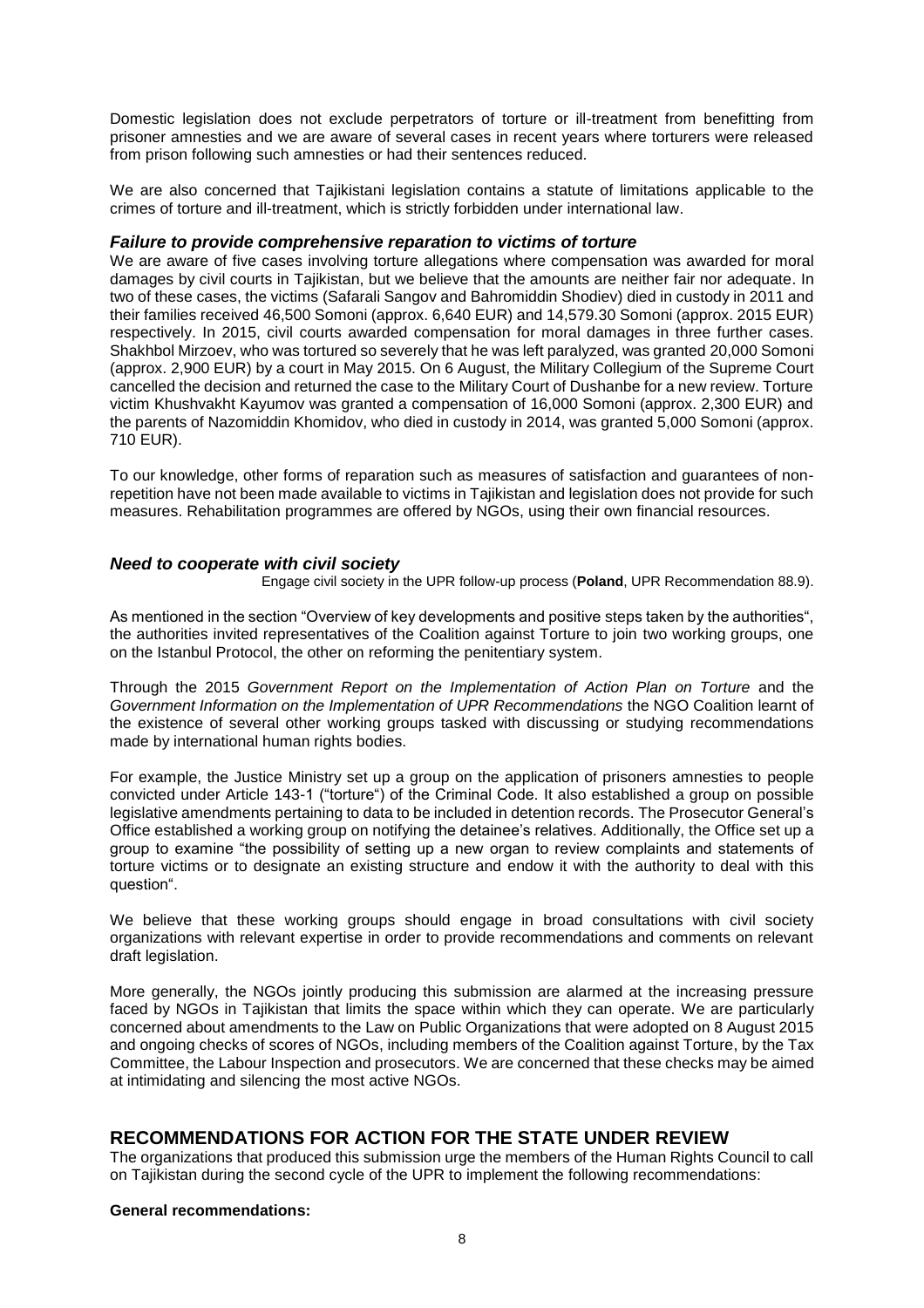Domestic legislation does not exclude perpetrators of torture or ill-treatment from benefitting from prisoner amnesties and we are aware of several cases in recent years where torturers were released from prison following such amnesties or had their sentences reduced.

We are also concerned that Tajikistani legislation contains a statute of limitations applicable to the crimes of torture and ill-treatment, which is strictly forbidden under international law.

### *Failure to provide comprehensive reparation to victims of torture*

We are aware of five cases involving torture allegations where compensation was awarded for moral damages by civil courts in Tajikistan, but we believe that the amounts are neither fair nor adequate. In two of these cases, the victims (Safarali Sangov and Bahromiddin Shodiev) died in custody in 2011 and their families received 46,500 Somoni (approx. 6,640 EUR) and 14,579.30 Somoni (approx. 2015 EUR) respectively. In 2015, civil courts awarded compensation for moral damages in three further cases. Shakhbol Mirzoev, who was tortured so severely that he was left paralyzed, was granted 20,000 Somoni (approx. 2,900 EUR) by a court in May 2015. On 6 August, the Military Collegium of the Supreme Court cancelled the decision and returned the case to the Military Court of Dushanbe for a new review. Torture victim Khushvakht Kayumov was granted a compensation of 16,000 Somoni (approx. 2,300 EUR) and the parents of Nazomiddin Khomidov, who died in custody in 2014, was granted 5,000 Somoni (approx. 710 EUR).

To our knowledge, other forms of reparation such as measures of satisfaction and guarantees of non-repetition have not been made available to victims in Tajikistan and legislation does not provide for such measures. Rehabilitation programmes are offered by NGOs, using their own financial resources.

### *Need to cooperate with civil society*

Engage civil society in the UPR follow-up process (**Poland**, UPR Recommendation 88.9).

As mentioned in the section "Overview of key developments and positive steps taken by the authorities", the authorities invited representatives of the Coalition against Torture to join two working groups, one on the Istanbul Protocol, the other on reforming the penitentiary system.

Through the 2015 *Government Report on the Implementation of Action Plan on Torture* and the *Government Information on the Implementation of UPR Recommendations* the NGO Coalition learnt of the existence of several other working groups tasked with discussing or studying recommendations made by international human rights bodies.

For example, the Justice Ministry set up a group on the application of prisoners amnesties to people convicted under Article 143-1 ("torture") of the Criminal Code. It also established a group on possible legislative amendments pertaining to data to be included in detention records. The Prosecutor General's Office established a working group on notifying the detainee's relatives. Additionally, the Office set up a group to examine "the possibility of setting up a new organ to review complaints and statements of torture victims or to designate an existing structure and endow it with the authority to deal with this question".

We believe that these working groups should engage in broad consultations with civil society organizations with relevant expertise in order to provide recommendations and comments on relevant draft legislation.

More generally, the NGOs jointly producing this submission are alarmed at the increasing pressure faced by NGOs in Tajikistan that limits the space within which they can operate. We are particularly concerned about amendments to the Law on Public Organizations that were adopted on 8 August 2015 and ongoing checks of scores of NGOs, including members of the Coalition against Torture, by the Tax Committee, the Labour Inspection and prosecutors. We are concerned that these checks may be aimed at intimidating and silencing the most active NGOs.

## RECOMMENDATIONS FOR ACTION FOR THE STATE UNDER REVIEW

The organizations that produced this submission urge the members of the Human Rights Council to call on Tajikistan during the second cycle of the UPR to implement the following recommendations:

**General recommendations:**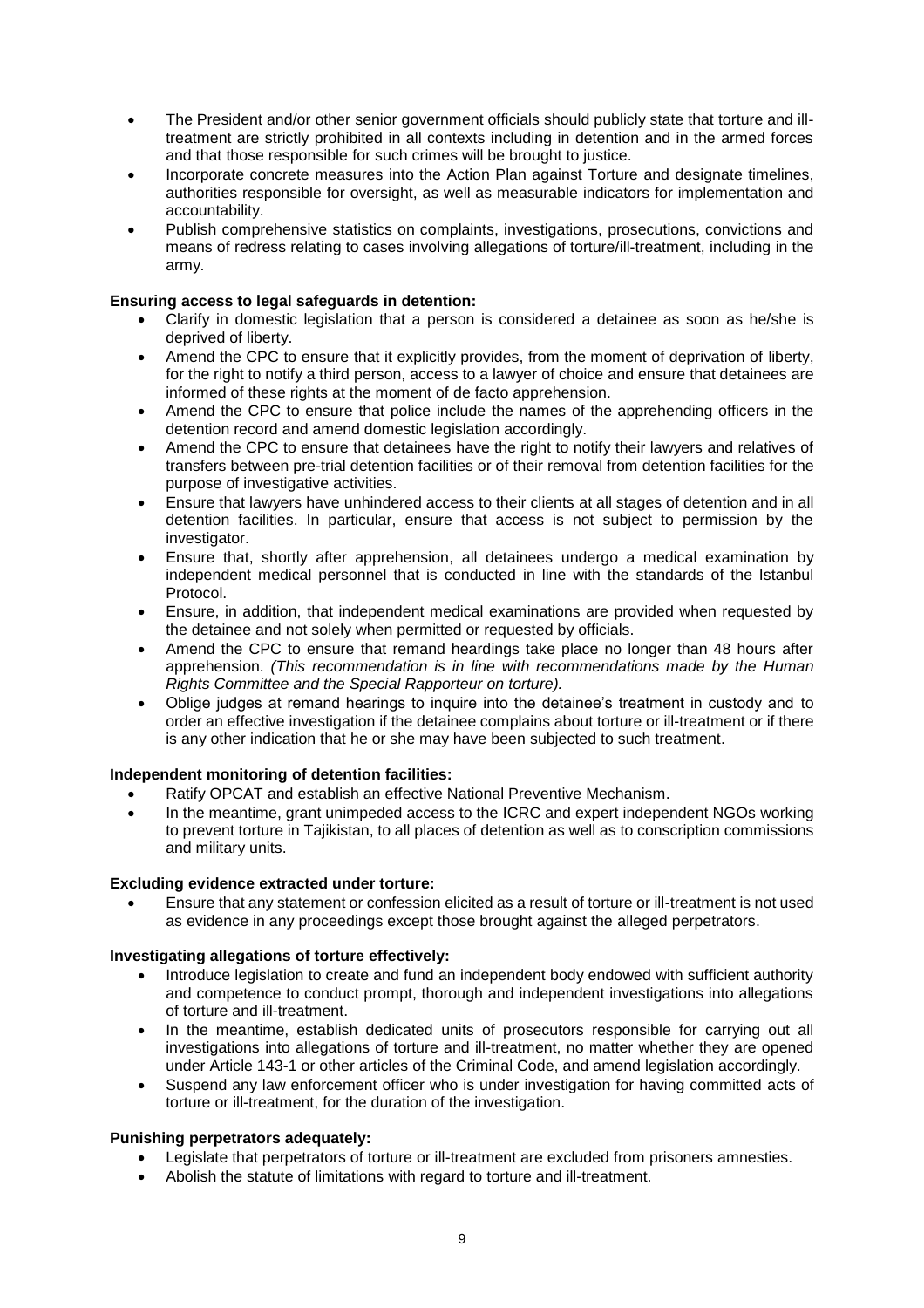- The President and/or other senior government officials should publicly state that torture and ill-treatment are strictly prohibited in all contexts including in detention and in the armed forces and that those responsible for such crimes will be brought to justice.
- Incorporate concrete measures into the Action Plan against Torture and designate timelines, authorities responsible for oversight, as well as measurable indicators for implementation and accountability.
- Publish comprehensive statistics on complaints, investigations, prosecutions, convictions and means of redress relating to cases involving allegations of torture/ill-treatment, including in the army.

**Ensuring access to legal safeguards in detention:**

- Clarify in domestic legislation that a person is considered a detainee as soon as he/she is deprived of liberty.
- Amend the CPC to ensure that it explicitly provides, from the moment of deprivation of liberty, for the right to notify a third person, access to a lawyer of choice and ensure that detainees are informed of these rights at the moment of de facto apprehension.
- Amend the CPC to ensure that police include the names of the apprehending officers in the detention record and amend domestic legislation accordingly.
- Amend the CPC to ensure that detainees have the right to notify their lawyers and relatives of transfers between pre-trial detention facilities or of their removal from detention facilities for the purpose of investigative activities.
- Ensure that lawyers have unhindered access to their clients at all stages of detention and in all detention facilities. In particular, ensure that access is not subject to permission by the investigator.
- Ensure that, shortly after apprehension, all detainees undergo a medical examination by independent medical personnel that is conducted in line with the standards of the Istanbul Protocol.
- Ensure, in addition, that independent medical examinations are provided when requested by the detainee and not solely when permitted or requested by officials.
- Amend the CPC to ensure that remand heardings take place no longer than 48 hours after apprehension. *(This recommendation is in line with recommendations made by the Human Rights Committee and the Special Rapporteur on torture).*
- Oblige judges at remand hearings to inquire into the detainee's treatment in custody and to order an effective investigation if the detainee complains about torture or ill-treatment or if there is any other indication that he or she may have been subjected to such treatment.

**Independent monitoring of detention facilities:**

- Ratify OPCAT and establish an effective National Preventive Mechanism.
- In the meantime, grant unimpeded access to the ICRC and expert independent NGOs working to prevent torture in Tajikistan, to all places of detention as well as to conscription commissions and military units.

**Excluding evidence extracted under torture:**

- Ensure that any statement or confession elicited as a result of torture or ill-treatment is not used as evidence in any proceedings except those brought against the alleged perpetrators.

**Investigating allegations of torture effectively:**

- Introduce legislation to create and fund an independent body endowed with sufficient authority and competence to conduct prompt, thorough and independent investigations into allegations of torture and ill-treatment.
- In the meantime, establish dedicated units of prosecutors responsible for carrying out all investigations into allegations of torture and ill-treatment, no matter whether they are opened under Article 143-1 or other articles of the Criminal Code, and amend legislation accordingly.
- Suspend any law enforcement officer who is under investigation for having committed acts of torture or ill-treatment, for the duration of the investigation.

**Punishing perpetrators adequately:**

- Legislate that perpetrators of torture or ill-treatment are excluded from prisoners amnesties.
- Abolish the statute of limitations with regard to torture and ill-treatment.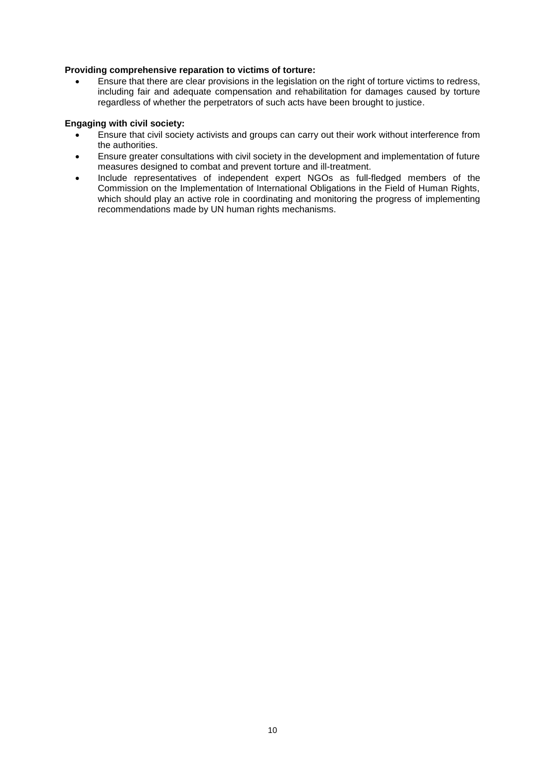**Providing comprehensive reparation to victims of torture:**

- Ensure that there are clear provisions in the legislation on the right of torture victims to redress, including fair and adequate compensation and rehabilitation for damages caused by torture regardless of whether the perpetrators of such acts have been brought to justice.

**Engaging with civil society:**

- Ensure that civil society activists and groups can carry out their work without interference from the authorities.
- Ensure greater consultations with civil society in the development and implementation of future measures designed to combat and prevent torture and ill-treatment.
- Include representatives of independent expert NGOs as full-fledged members of the Commission on the Implementation of International Obligations in the Field of Human Rights, which should play an active role in coordinating and monitoring the progress of implementing recommendations made by UN human rights mechanisms.